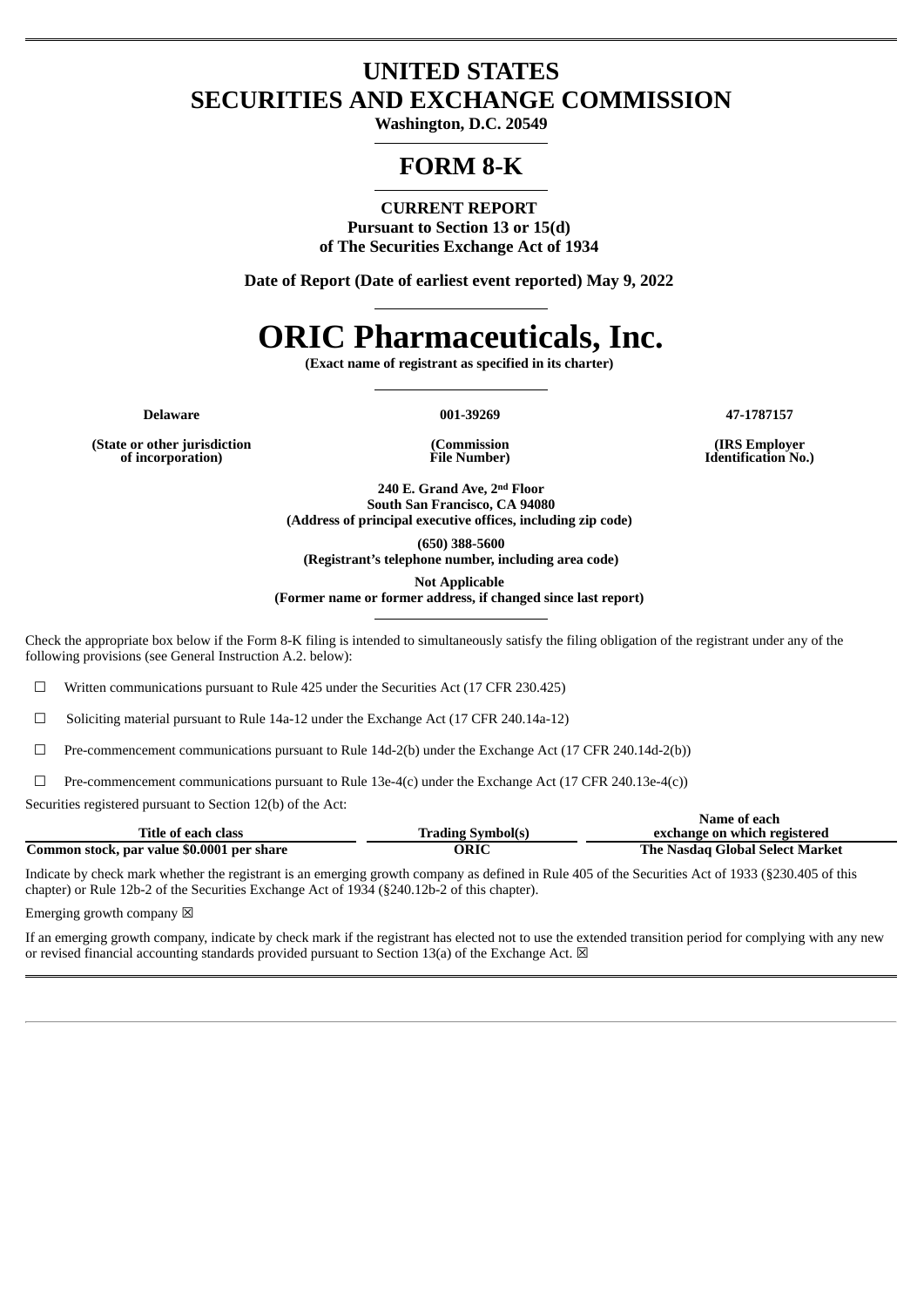# UNITED STATES
# SECURITIES AND EXCHANGE COMMISSION

**Washington, D.C. 20549**

## FORM 8-K

**CURRENT REPORT**
**Pursuant to Section 13 or 15(d)**
**of The Securities Exchange Act of 1934**

**Date of Report (Date of earliest event reported) May 9, 2022**

# ORIC Pharmaceuticals, Inc.

**(Exact name of registrant as specified in its charter)**

| Delaware | 001-39269 | 47-1787157 |
|---|---|---|
| (State or other jurisdiction of incorporation) | (Commission File Number) | (IRS Employer Identification No.) |

**240 E. Grand Ave, 2nd Floor**
**South San Francisco, CA 94080**
**(Address of principal executive offices, including zip code)**

**(650) 388-5600**
**(Registrant's telephone number, including area code)**

**Not Applicable**
**(Former name or former address, if changed since last report)**

Check the appropriate box below if the Form 8-K filing is intended to simultaneously satisfy the filing obligation of the registrant under any of the following provisions (see General Instruction A.2. below):

☐ Written communications pursuant to Rule 425 under the Securities Act (17 CFR 230.425)

☐ Soliciting material pursuant to Rule 14a-12 under the Exchange Act (17 CFR 240.14a-12)

☐ Pre-commencement communications pursuant to Rule 14d-2(b) under the Exchange Act (17 CFR 240.14d-2(b))

☐ Pre-commencement communications pursuant to Rule 13e-4(c) under the Exchange Act (17 CFR 240.13e-4(c))

Securities registered pursuant to Section 12(b) of the Act:

| Title of each class | Trading Symbol(s) | Name of each exchange on which registered |
|---|---|---|
| Common stock, par value $0.0001 per share | ORIC | The Nasdaq Global Select Market |

Indicate by check mark whether the registrant is an emerging growth company as defined in Rule 405 of the Securities Act of 1933 (§230.405 of this chapter) or Rule 12b-2 of the Securities Exchange Act of 1934 (§240.12b-2 of this chapter).

Emerging growth company ☒

If an emerging growth company, indicate by check mark if the registrant has elected not to use the extended transition period for complying with any new or revised financial accounting standards provided pursuant to Section 13(a) of the Exchange Act. ☒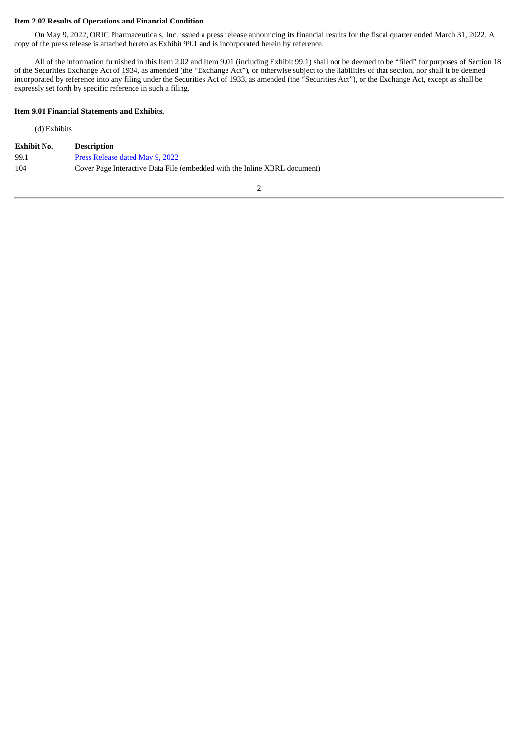**Item 2.02 Results of Operations and Financial Condition.**

On May 9, 2022, ORIC Pharmaceuticals, Inc. issued a press release announcing its financial results for the fiscal quarter ended March 31, 2022. A copy of the press release is attached hereto as Exhibit 99.1 and is incorporated herein by reference.

All of the information furnished in this Item 2.02 and Item 9.01 (including Exhibit 99.1) shall not be deemed to be "filed" for purposes of Section 18 of the Securities Exchange Act of 1934, as amended (the "Exchange Act"), or otherwise subject to the liabilities of that section, nor shall it be deemed incorporated by reference into any filing under the Securities Act of 1933, as amended (the "Securities Act"), or the Exchange Act, except as shall be expressly set forth by specific reference in such a filing.

**Item 9.01 Financial Statements and Exhibits.**

(d) Exhibits

| Exhibit No. | Description |
| --- | --- |
| 99.1 | Press Release dated May 9, 2022 |
| 104 | Cover Page Interactive Data File (embedded with the Inline XBRL document) |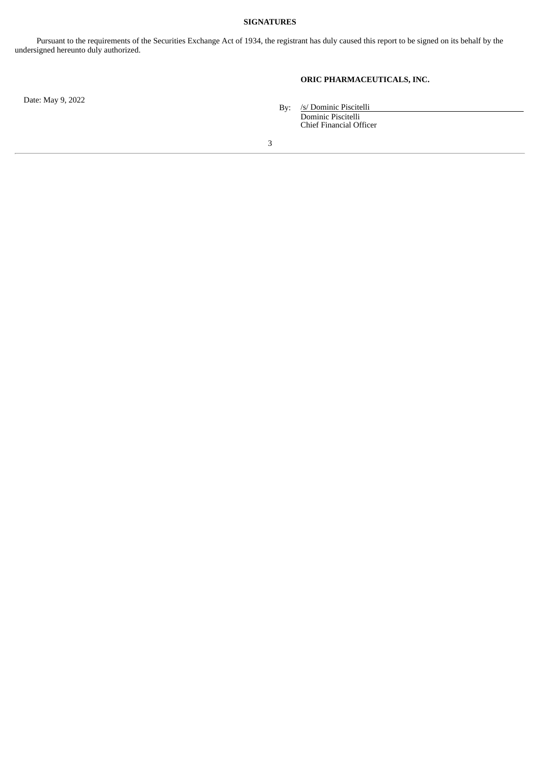**SIGNATURES**

Pursuant to the requirements of the Securities Exchange Act of 1934, the registrant has duly caused this report to be signed on its behalf by the undersigned hereunto duly authorized.

**ORIC PHARMACEUTICALS, INC.**

Date: May 9, 2022

By: /s/ Dominic Piscitelli
Dominic Piscitelli
Chief Financial Officer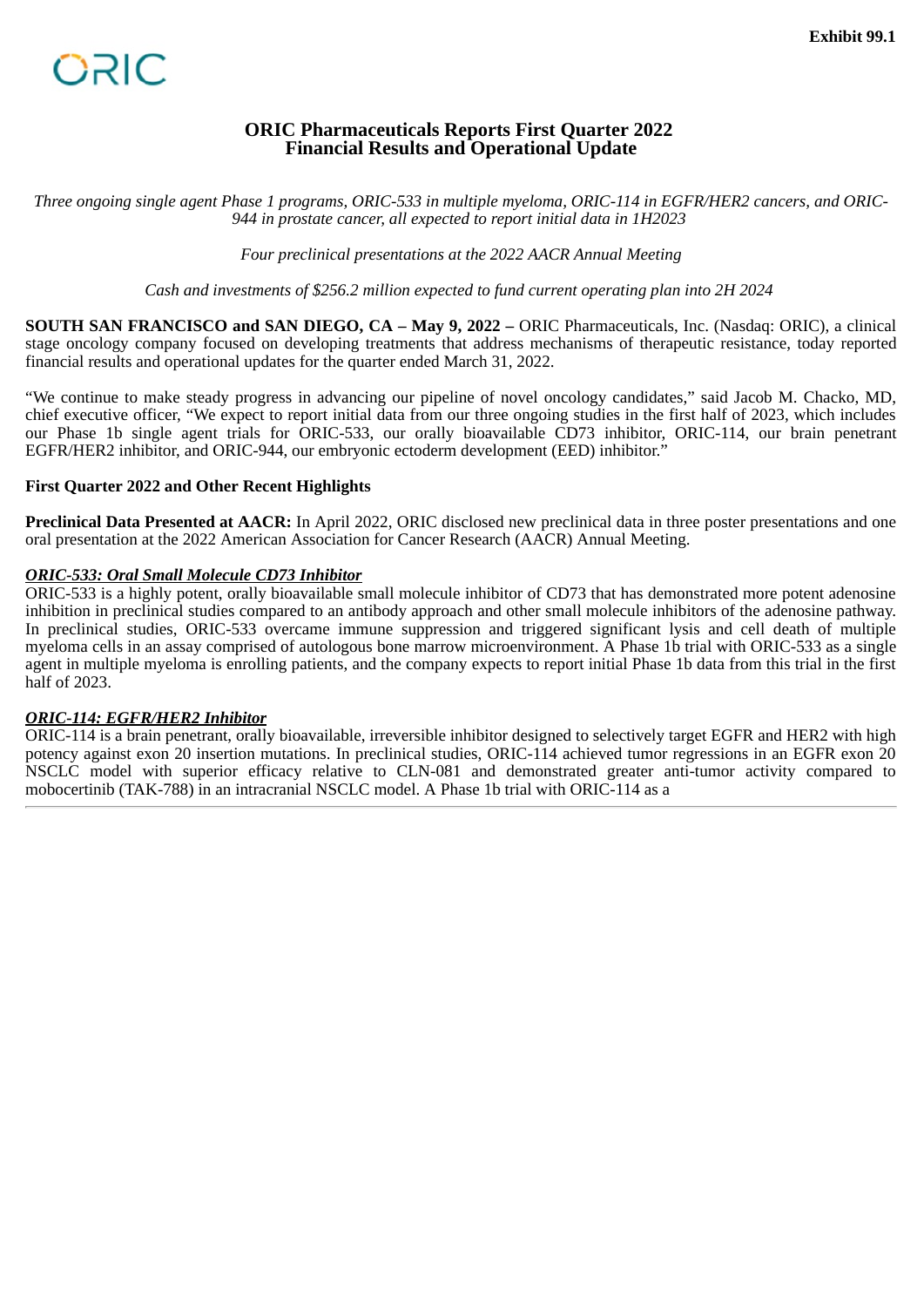Exhibit 99.1

ORIC

# ORIC Pharmaceuticals Reports First Quarter 2022 Financial Results and Operational Update

*Three ongoing single agent Phase 1 programs, ORIC-533 in multiple myeloma, ORIC-114 in EGFR/HER2 cancers, and ORIC-944 in prostate cancer, all expected to report initial data in 1H2023*

*Four preclinical presentations at the 2022 AACR Annual Meeting*

*Cash and investments of $256.2 million expected to fund current operating plan into 2H 2024*

**SOUTH SAN FRANCISCO and SAN DIEGO, CA – May 9, 2022 –** ORIC Pharmaceuticals, Inc. (Nasdaq: ORIC), a clinical stage oncology company focused on developing treatments that address mechanisms of therapeutic resistance, today reported financial results and operational updates for the quarter ended March 31, 2022.

"We continue to make steady progress in advancing our pipeline of novel oncology candidates," said Jacob M. Chacko, MD, chief executive officer, "We expect to report initial data from our three ongoing studies in the first half of 2023, which includes our Phase 1b single agent trials for ORIC-533, our orally bioavailable CD73 inhibitor, ORIC-114, our brain penetrant EGFR/HER2 inhibitor, and ORIC-944, our embryonic ectoderm development (EED) inhibitor."

**First Quarter 2022 and Other Recent Highlights**

**Preclinical Data Presented at AACR:** In April 2022, ORIC disclosed new preclinical data in three poster presentations and one oral presentation at the 2022 American Association for Cancer Research (AACR) Annual Meeting.

***ORIC-533: Oral Small Molecule CD73 Inhibitor***

ORIC-533 is a highly potent, orally bioavailable small molecule inhibitor of CD73 that has demonstrated more potent adenosine inhibition in preclinical studies compared to an antibody approach and other small molecule inhibitors of the adenosine pathway. In preclinical studies, ORIC-533 overcame immune suppression and triggered significant lysis and cell death of multiple myeloma cells in an assay comprised of autologous bone marrow microenvironment. A Phase 1b trial with ORIC-533 as a single agent in multiple myeloma is enrolling patients, and the company expects to report initial Phase 1b data from this trial in the first half of 2023.

***ORIC-114: EGFR/HER2 Inhibitor***

ORIC-114 is a brain penetrant, orally bioavailable, irreversible inhibitor designed to selectively target EGFR and HER2 with high potency against exon 20 insertion mutations. In preclinical studies, ORIC-114 achieved tumor regressions in an EGFR exon 20 NSCLC model with superior efficacy relative to CLN-081 and demonstrated greater anti-tumor activity compared to mobocertinib (TAK-788) in an intracranial NSCLC model. A Phase 1b trial with ORIC-114 as a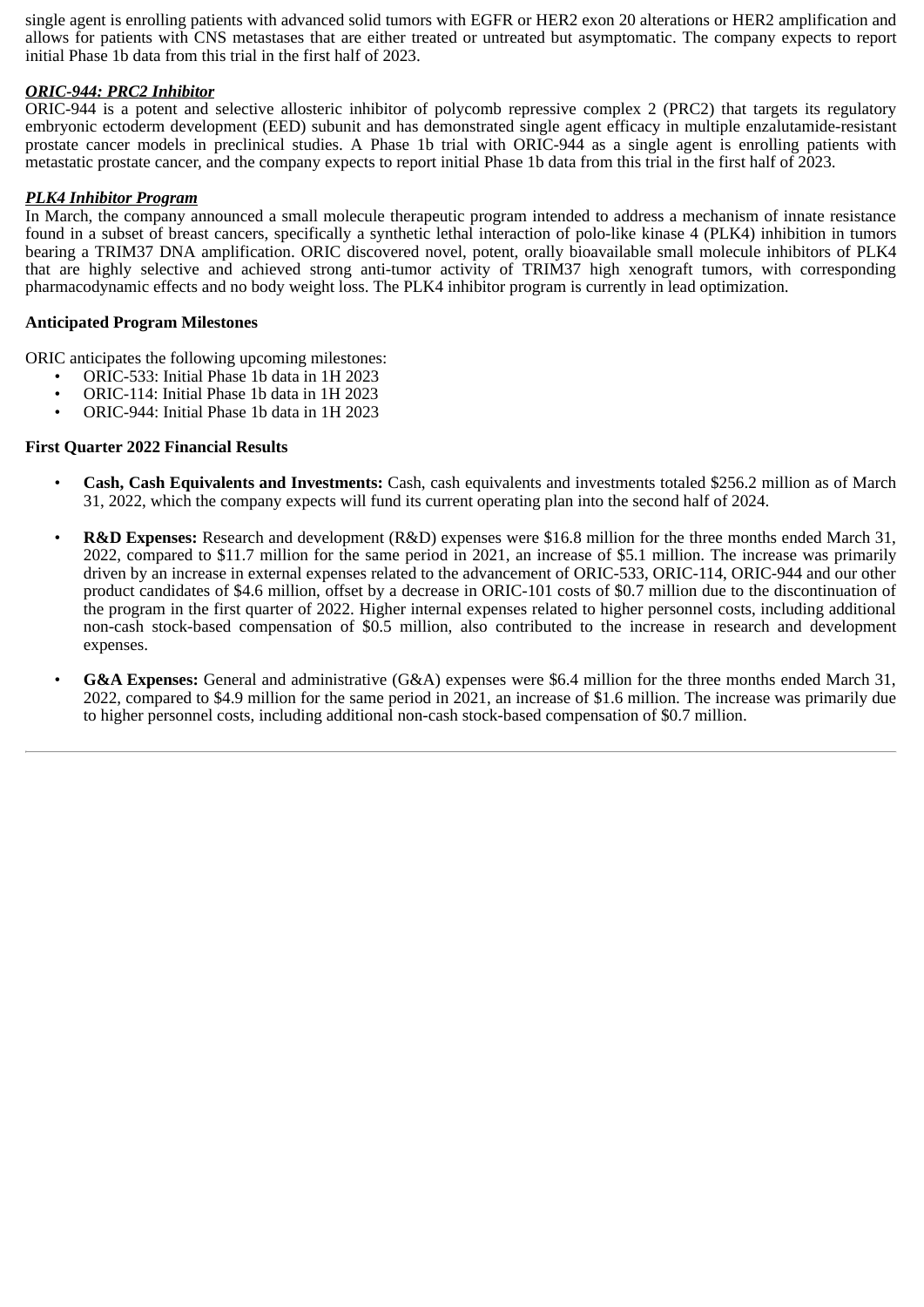single agent is enrolling patients with advanced solid tumors with EGFR or HER2 exon 20 alterations or HER2 amplification and allows for patients with CNS metastases that are either treated or untreated but asymptomatic. The company expects to report initial Phase 1b data from this trial in the first half of 2023.

***ORIC-944: PRC2 Inhibitor***

ORIC-944 is a potent and selective allosteric inhibitor of polycomb repressive complex 2 (PRC2) that targets its regulatory embryonic ectoderm development (EED) subunit and has demonstrated single agent efficacy in multiple enzalutamide-resistant prostate cancer models in preclinical studies. A Phase 1b trial with ORIC-944 as a single agent is enrolling patients with metastatic prostate cancer, and the company expects to report initial Phase 1b data from this trial in the first half of 2023.

***PLK4 Inhibitor Program***

In March, the company announced a small molecule therapeutic program intended to address a mechanism of innate resistance found in a subset of breast cancers, specifically a synthetic lethal interaction of polo-like kinase 4 (PLK4) inhibition in tumors bearing a TRIM37 DNA amplification. ORIC discovered novel, potent, orally bioavailable small molecule inhibitors of PLK4 that are highly selective and achieved strong anti-tumor activity of TRIM37 high xenograft tumors, with corresponding pharmacodynamic effects and no body weight loss. The PLK4 inhibitor program is currently in lead optimization.

**Anticipated Program Milestones**

ORIC anticipates the following upcoming milestones:

- ORIC-533: Initial Phase 1b data in 1H 2023
- ORIC-114: Initial Phase 1b data in 1H 2023
- ORIC-944: Initial Phase 1b data in 1H 2023

**First Quarter 2022 Financial Results**

- **Cash, Cash Equivalents and Investments:** Cash, cash equivalents and investments totaled $256.2 million as of March 31, 2022, which the company expects will fund its current operating plan into the second half of 2024.

- **R&D Expenses:** Research and development (R&D) expenses were $16.8 million for the three months ended March 31, 2022, compared to $11.7 million for the same period in 2021, an increase of $5.1 million. The increase was primarily driven by an increase in external expenses related to the advancement of ORIC-533, ORIC-114, ORIC-944 and our other product candidates of $4.6 million, offset by a decrease in ORIC-101 costs of $0.7 million due to the discontinuation of the program in the first quarter of 2022. Higher internal expenses related to higher personnel costs, including additional non-cash stock-based compensation of $0.5 million, also contributed to the increase in research and development expenses.

- **G&A Expenses:** General and administrative (G&A) expenses were $6.4 million for the three months ended March 31, 2022, compared to $4.9 million for the same period in 2021, an increase of $1.6 million. The increase was primarily due to higher personnel costs, including additional non-cash stock-based compensation of $0.7 million.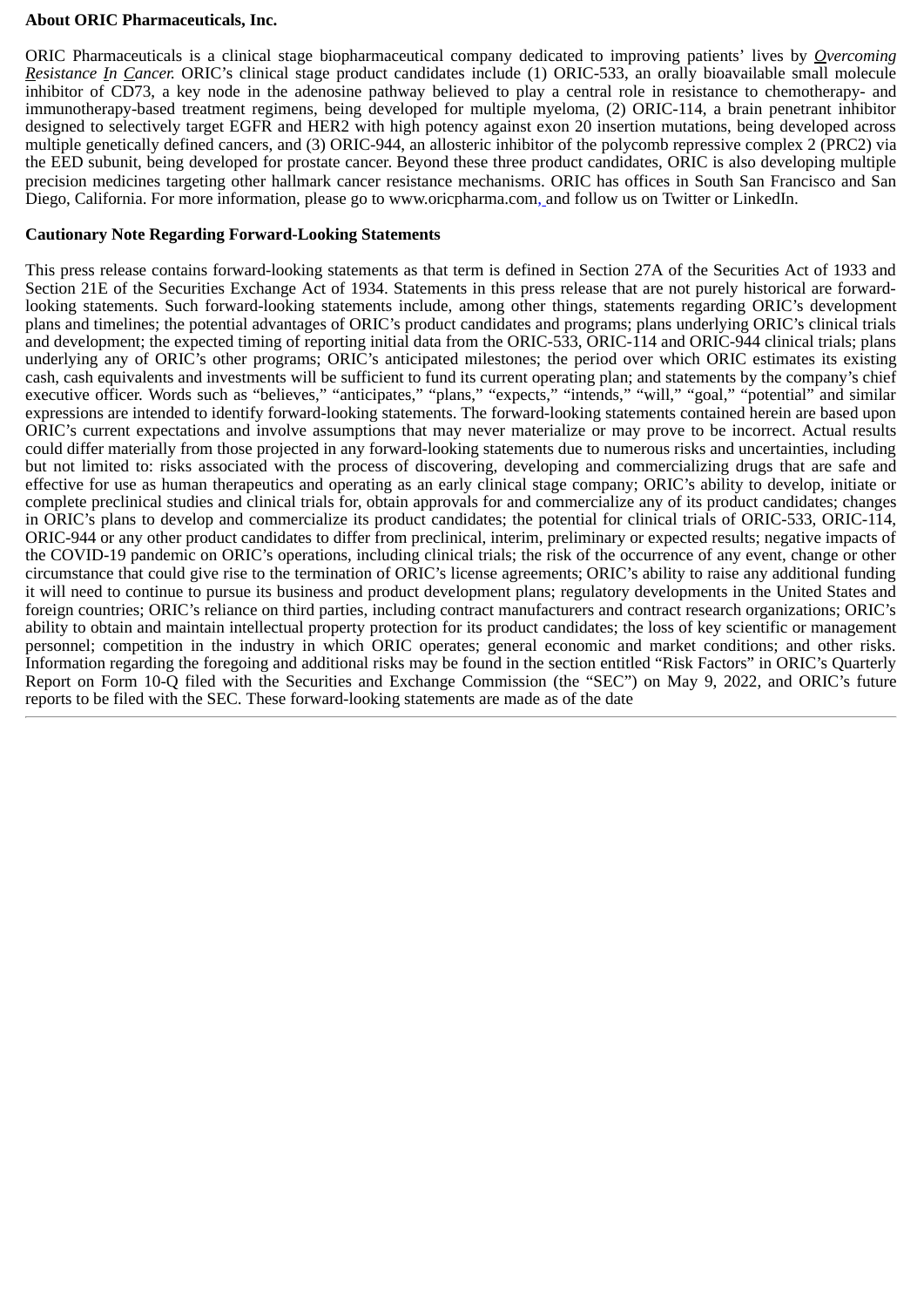**About ORIC Pharmaceuticals, Inc.**

ORIC Pharmaceuticals is a clinical stage biopharmaceutical company dedicated to improving patients' lives by *Overcoming Resistance In Cancer.* ORIC's clinical stage product candidates include (1) ORIC-533, an orally bioavailable small molecule inhibitor of CD73, a key node in the adenosine pathway believed to play a central role in resistance to chemotherapy- and immunotherapy-based treatment regimens, being developed for multiple myeloma, (2) ORIC-114, a brain penetrant inhibitor designed to selectively target EGFR and HER2 with high potency against exon 20 insertion mutations, being developed across multiple genetically defined cancers, and (3) ORIC-944, an allosteric inhibitor of the polycomb repressive complex 2 (PRC2) via the EED subunit, being developed for prostate cancer. Beyond these three product candidates, ORIC is also developing multiple precision medicines targeting other hallmark cancer resistance mechanisms. ORIC has offices in South San Francisco and San Diego, California. For more information, please go to www.oricpharma.com, and follow us on Twitter or LinkedIn.

**Cautionary Note Regarding Forward-Looking Statements**

This press release contains forward-looking statements as that term is defined in Section 27A of the Securities Act of 1933 and Section 21E of the Securities Exchange Act of 1934. Statements in this press release that are not purely historical are forward-looking statements. Such forward-looking statements include, among other things, statements regarding ORIC's development plans and timelines; the potential advantages of ORIC's product candidates and programs; plans underlying ORIC's clinical trials and development; the expected timing of reporting initial data from the ORIC-533, ORIC-114 and ORIC-944 clinical trials; plans underlying any of ORIC's other programs; ORIC's anticipated milestones; the period over which ORIC estimates its existing cash, cash equivalents and investments will be sufficient to fund its current operating plan; and statements by the company's chief executive officer. Words such as "believes," "anticipates," "plans," "expects," "intends," "will," "goal," "potential" and similar expressions are intended to identify forward-looking statements. The forward-looking statements contained herein are based upon ORIC's current expectations and involve assumptions that may never materialize or may prove to be incorrect. Actual results could differ materially from those projected in any forward-looking statements due to numerous risks and uncertainties, including but not limited to: risks associated with the process of discovering, developing and commercializing drugs that are safe and effective for use as human therapeutics and operating as an early clinical stage company; ORIC's ability to develop, initiate or complete preclinical studies and clinical trials for, obtain approvals for and commercialize any of its product candidates; changes in ORIC's plans to develop and commercialize its product candidates; the potential for clinical trials of ORIC-533, ORIC-114, ORIC-944 or any other product candidates to differ from preclinical, interim, preliminary or expected results; negative impacts of the COVID-19 pandemic on ORIC's operations, including clinical trials; the risk of the occurrence of any event, change or other circumstance that could give rise to the termination of ORIC's license agreements; ORIC's ability to raise any additional funding it will need to continue to pursue its business and product development plans; regulatory developments in the United States and foreign countries; ORIC's reliance on third parties, including contract manufacturers and contract research organizations; ORIC's ability to obtain and maintain intellectual property protection for its product candidates; the loss of key scientific or management personnel; competition in the industry in which ORIC operates; general economic and market conditions; and other risks. Information regarding the foregoing and additional risks may be found in the section entitled "Risk Factors" in ORIC's Quarterly Report on Form 10-Q filed with the Securities and Exchange Commission (the "SEC") on May 9, 2022, and ORIC's future reports to be filed with the SEC. These forward-looking statements are made as of the date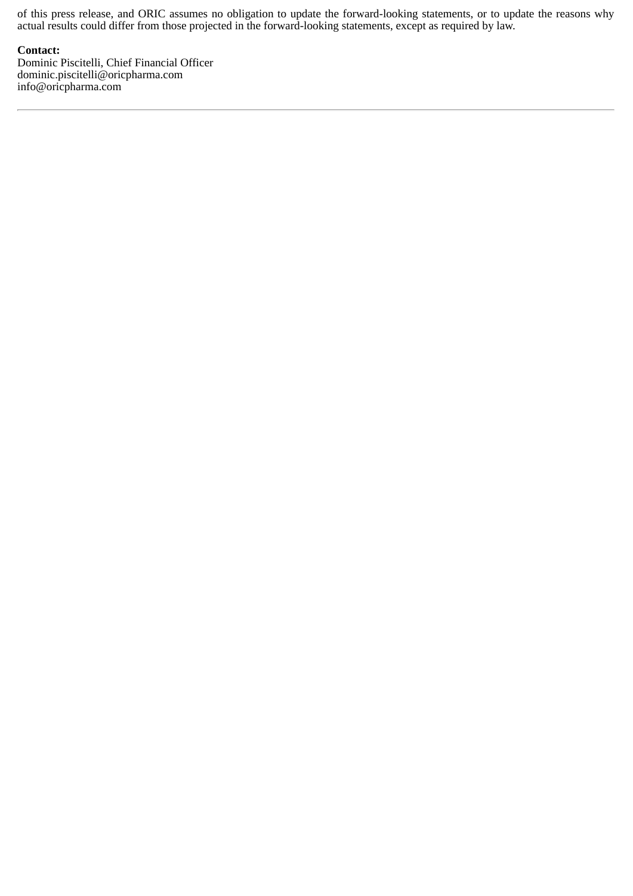of this press release, and ORIC assumes no obligation to update the forward-looking statements, or to update the reasons why actual results could differ from those projected in the forward-looking statements, except as required by law.

**Contact:**
Dominic Piscitelli, Chief Financial Officer
dominic.piscitelli@oricpharma.com
info@oricpharma.com

---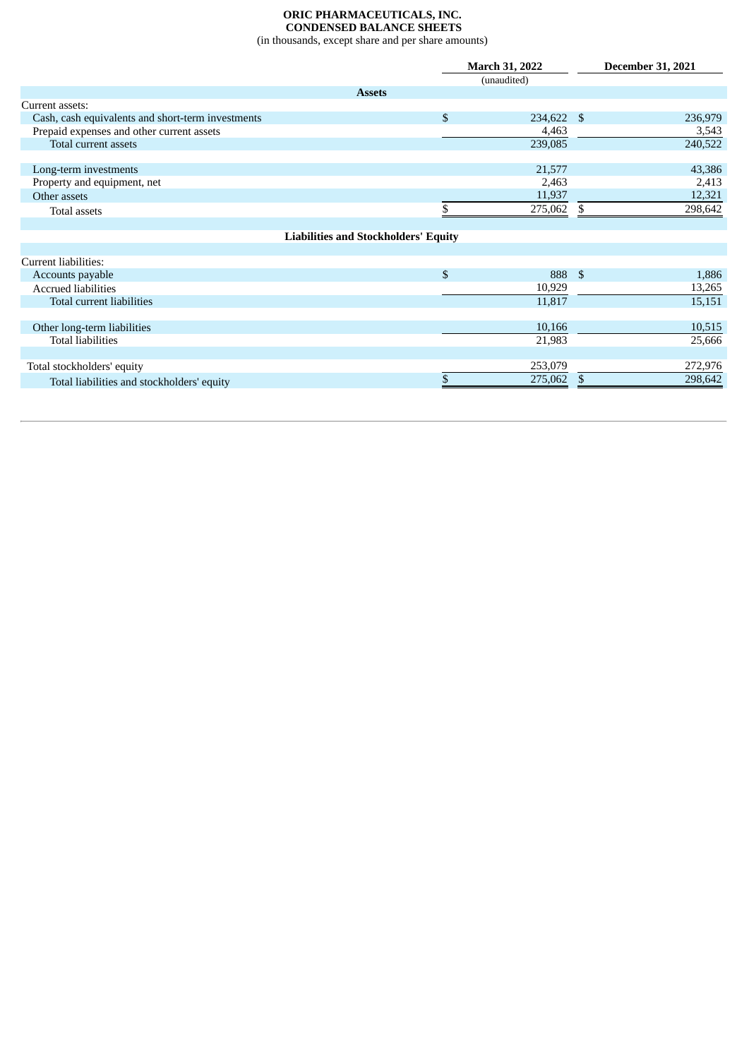**ORIC PHARMACEUTICALS, INC.**
**CONDENSED BALANCE SHEETS**
(in thousands, except share and per share amounts)

| | March 31, 2022 | December 31, 2021 |
|---|---|---|
| | (unaudited) | |
| **Assets** | | |
| Current assets: | | |
| Cash, cash equivalents and short-term investments | $ 234,622 | $ 236,979 |
| Prepaid expenses and other current assets | 4,463 | 3,543 |
| Total current assets | 239,085 | 240,522 |
| Long-term investments | 21,577 | 43,386 |
| Property and equipment, net | 2,463 | 2,413 |
| Other assets | 11,937 | 12,321 |
| Total assets | $ 275,062 | $ 298,642 |
| **Liabilities and Stockholders' Equity** | | |
| Current liabilities: | | |
| Accounts payable | $ 888 | $ 1,886 |
| Accrued liabilities | 10,929 | 13,265 |
| Total current liabilities | 11,817 | 15,151 |
| Other long-term liabilities | 10,166 | 10,515 |
| Total liabilities | 21,983 | 25,666 |
| Total stockholders' equity | 253,079 | 272,976 |
| Total liabilities and stockholders' equity | $ 275,062 | $ 298,642 |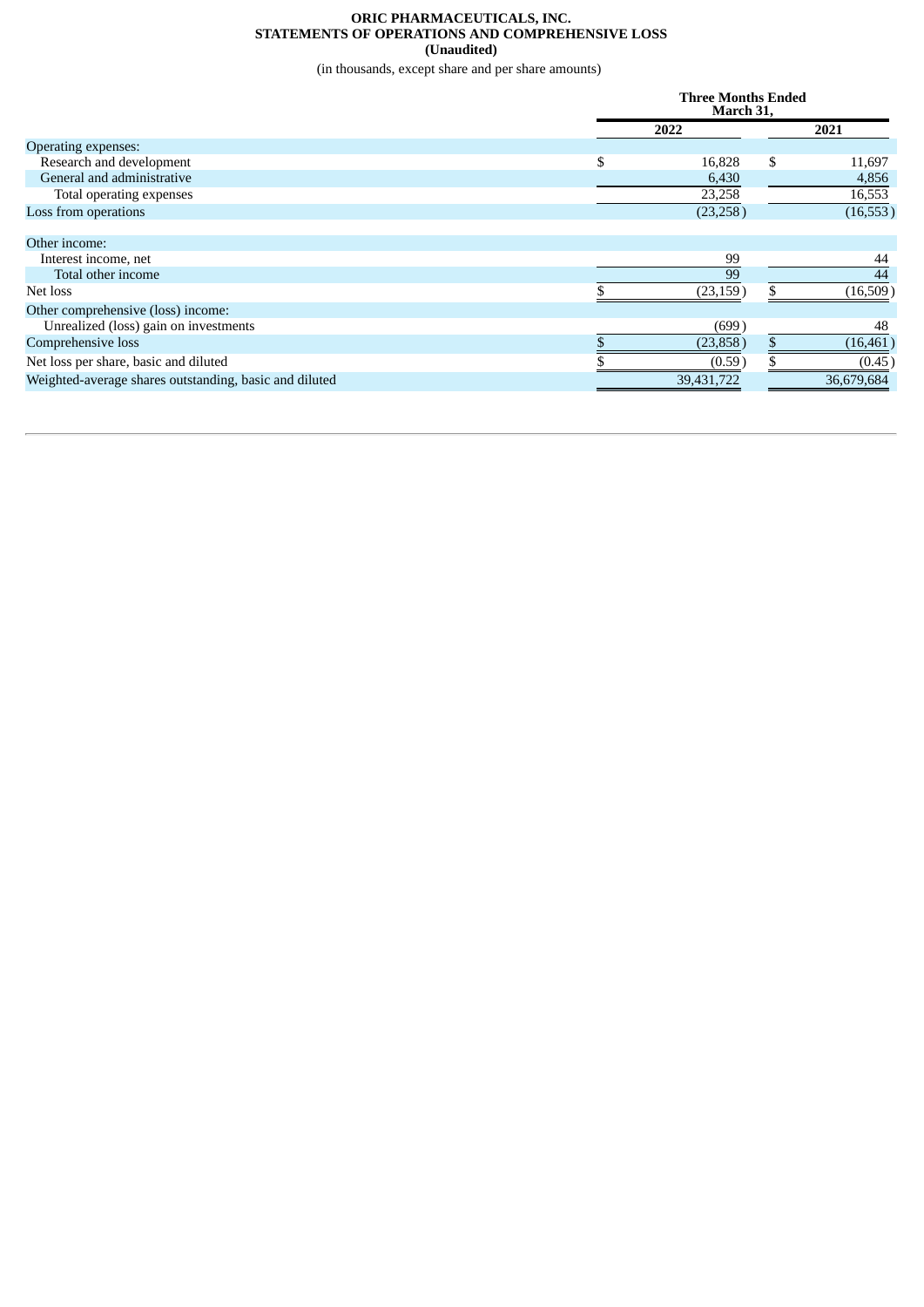**ORIC PHARMACEUTICALS, INC.**
**STATEMENTS OF OPERATIONS AND COMPREHENSIVE LOSS**
**(Unaudited)**

(in thousands, except share and per share amounts)

| | Three Months Ended March 31, | |
|---|---|---|
| | **2022** | **2021** |
| Operating expenses: | | |
| Research and development | $ 16,828 | $ 11,697 |
| General and administrative | 6,430 | 4,856 |
| Total operating expenses | 23,258 | 16,553 |
| Loss from operations | (23,258) | (16,553) |
| Other income: | | |
| Interest income, net | 99 | 44 |
| Total other income | 99 | 44 |
| Net loss | $ (23,159) | $ (16,509) |
| Other comprehensive (loss) income: | | |
| Unrealized (loss) gain on investments | (699) | 48 |
| Comprehensive loss | $ (23,858) | $ (16,461) |
| Net loss per share, basic and diluted | $ (0.59) | $ (0.45) |
| Weighted-average shares outstanding, basic and diluted | 39,431,722 | 36,679,684 |